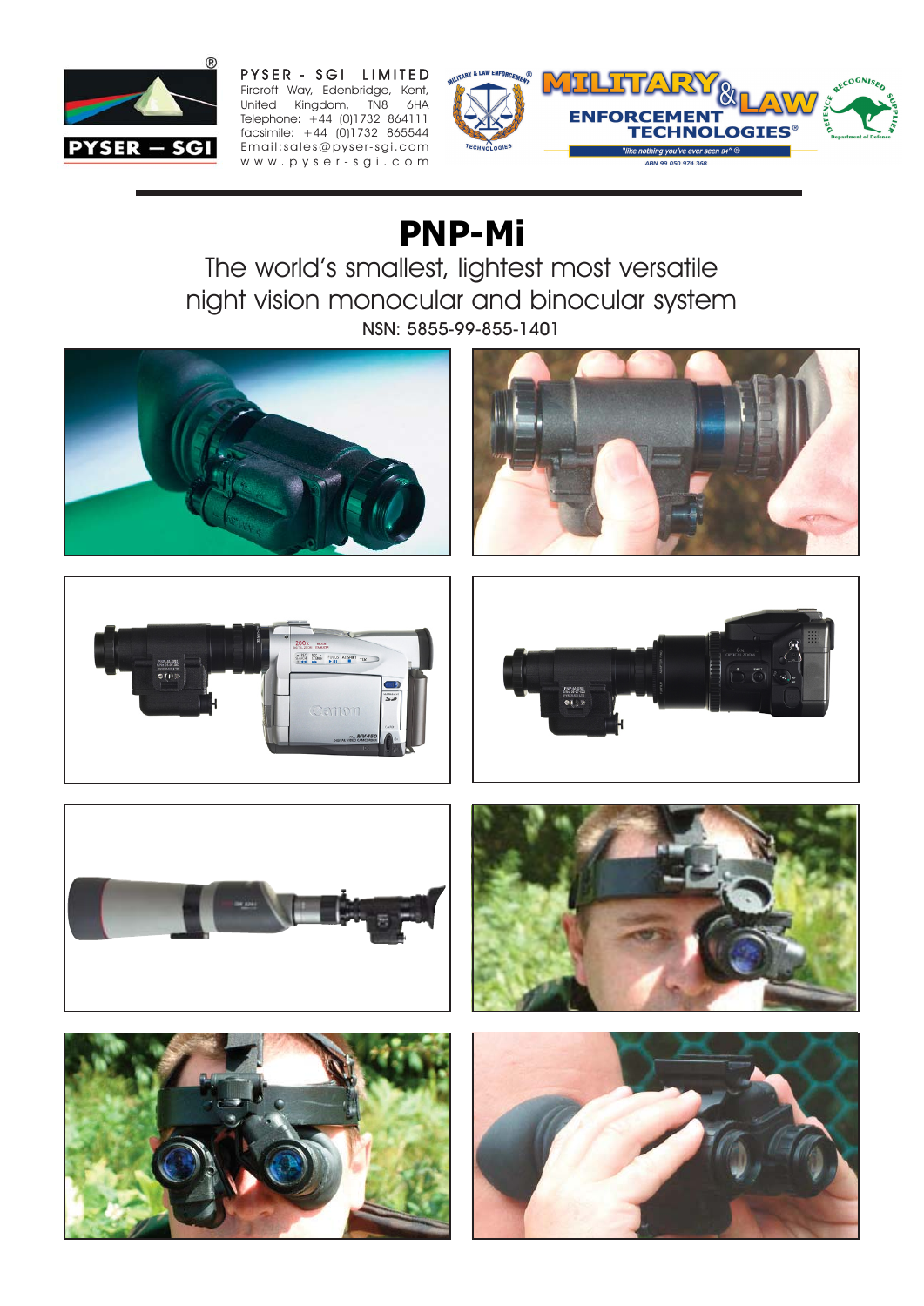PYSER - SGI LIMITED
Fircroft Way, Edenbridge, Kent, United Kingdom, TN8 6HA
Telephone: +44 (0)1732 864111
facsimile: +44 (0)1732 865544
Email:sales@pyser-sgi.com
www.pyser-sgi.com

MILITARY & LAW ENFORCEMENT TECHNOLOGIES®
"like nothing you've ever seen b4"®
ABN 99 050 974 368

# PNP-Mi

## The world's smallest, lightest most versatile night vision monocular and binocular system

NSN: 5855-99-855-1401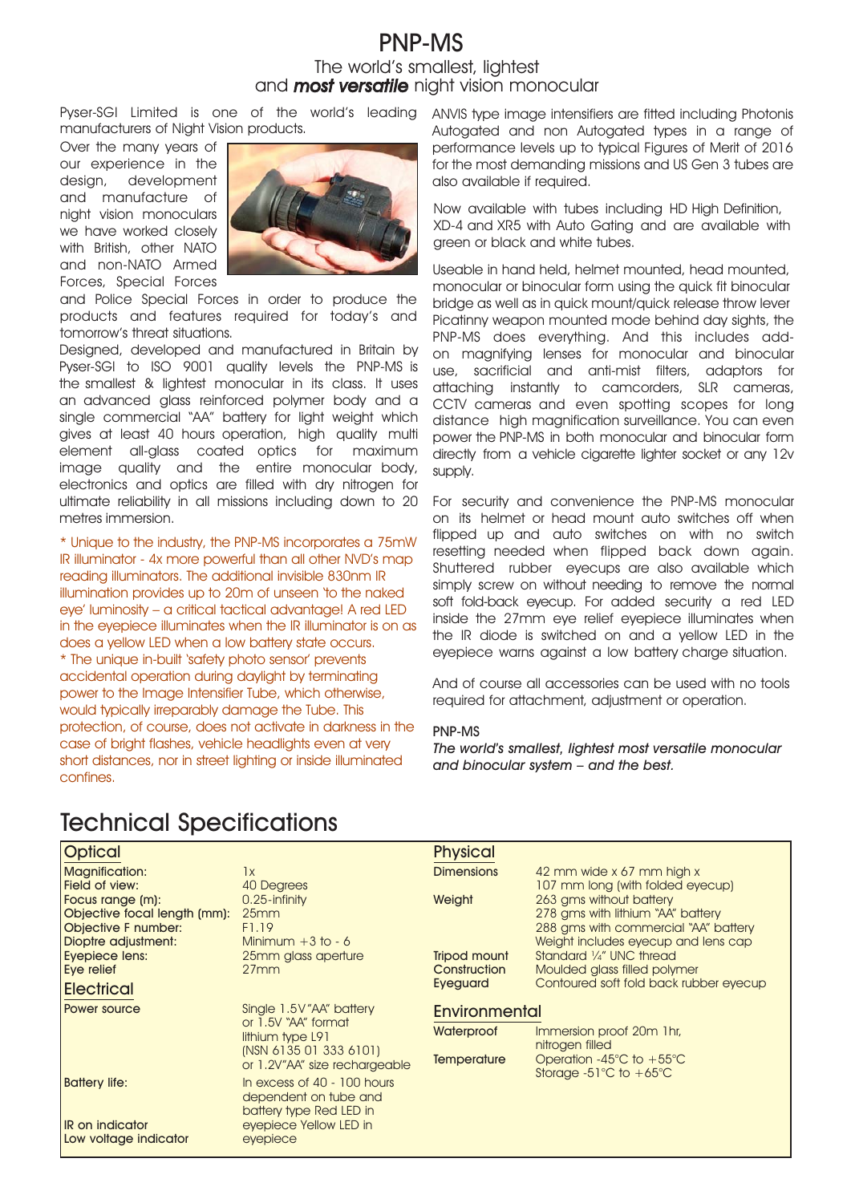# PNP-MS

The world's smallest, lightest and ***most versatile*** night vision monocular

Pyser-SGI Limited is one of the world's leading manufacturers of Night Vision products.

Over the many years of our experience in the design, development and manufacture of night vision monoculars we have worked closely with British, other NATO and non-NATO Armed Forces, Special Forces and Police Special Forces in order to produce the products and features required for today's and tomorrow's threat situations.

Designed, developed and manufactured in Britain by Pyser-SGI to ISO 9001 quality levels the PNP-MS is the smallest & lightest monocular in its class. It uses an advanced glass reinforced polymer body and a single commercial "AA" battery for light weight which gives at least 40 hours operation, high quality multi element all-glass coated optics for maximum image quality and the entire monocular body, electronics and optics are filled with dry nitrogen for ultimate reliability in all missions including down to 20 metres immersion.

* Unique to the industry, the PNP-MS incorporates a 75mW IR illuminator - 4x more powerful than all other NVD's map reading illuminators. The additional invisible 830nm IR illumination provides up to 20m of unseen 'to the naked eye' luminosity – a critical tactical advantage! A red LED in the eyepiece illuminates when the IR illuminator is on as does a yellow LED when a low battery state occurs.

* The unique in-built 'safety photo sensor' prevents accidental operation during daylight by terminating power to the Image Intensifier Tube, which otherwise, would typically irreparably damage the Tube. This protection, of course, does not activate in darkness in the case of bright flashes, vehicle headlights even at very short distances, nor in street lighting or inside illuminated confines.

ANVIS type image intensifiers are fitted including Photonis Autogated and non Autogated types in a range of performance levels up to typical Figures of Merit of 2016 for the most demanding missions and US Gen 3 tubes are also available if required.

Now available with tubes including HD High Definition, XD-4 and XR5 with Auto Gating and are available with green or black and white tubes.

Useable in hand held, helmet mounted, head mounted, monocular or binocular form using the quick fit binocular bridge as well as in quick mount/quick release throw lever Picatinny weapon mounted mode behind day sights, the PNP-MS does everything. And this includes add-on magnifying lenses for monocular and binocular use, sacrificial and anti-mist filters, adaptors for attaching instantly to camcorders, SLR cameras, CCTV cameras and even spotting scopes for long distance high magnification surveillance. You can even power the PNP-MS in both monocular and binocular form directly from a vehicle cigarette lighter socket or any 12v supply.

For security and convenience the PNP-MS monocular on its helmet or head mount auto switches off when flipped up and auto switches on with no switch resetting needed when flipped back down again. Shuttered rubber eyecups are also available which simply screw on without needing to remove the normal soft fold-back eyecup. For added security a red LED inside the 27mm eye relief eyepiece illuminates when the IR diode is switched on and a yellow LED in the eyepiece warns against a low battery charge situation.

And of course all accessories can be used with no tools required for attachment, adjustment or operation.

PNP-MS

*The world's smallest, lightest most versatile monocular and binocular system – and the best.*

## Technical Specifications

### Optical

| | |
|---|---|
| Magnification: | 1x |
| Field of view: | 40 Degrees |
| Focus range (m): | 0.25-infinity |
| Objective focal length (mm): | 25mm |
| Objective F number: | F1.19 |
| Dioptre adjustment: | Minimum +3 to - 6 |
| Eyepiece lens: | 25mm glass aperture |
| Eye relief | 27mm |

### Electrical

| | |
|---|---|
| Power source | Single 1.5V "AA" battery or 1.5V "AA" format lithium type L91 (NSN 6135 01 333 6101) or 1.2V"AA" size rechargeable |
| Battery life: | In excess of 40 - 100 hours dependent on tube and battery type |
| IR on indicator | Red LED in eyepiece |
| Low voltage indicator | Yellow LED in eyepiece |

### Physical

| | |
|---|---|
| Dimensions | 42 mm wide x 67 mm high x 107 mm long (with folded eyecup) |
| Weight | 263 gms without battery<br>278 gms with lithium "AA" battery<br>288 gms with commercial "AA" battery<br>Weight includes eyecup and lens cap |
| Tripod mount | Standard ¼" UNC thread |
| Construction | Moulded glass filled polymer |
| Eyeguard | Contoured soft fold back rubber eyecup |

### Environmental

| | |
|---|---|
| Waterproof | Immersion proof 20m 1hr, nitrogen filled |
| Temperature | Operation -45°C to +55°C<br>Storage -51°C to +65°C |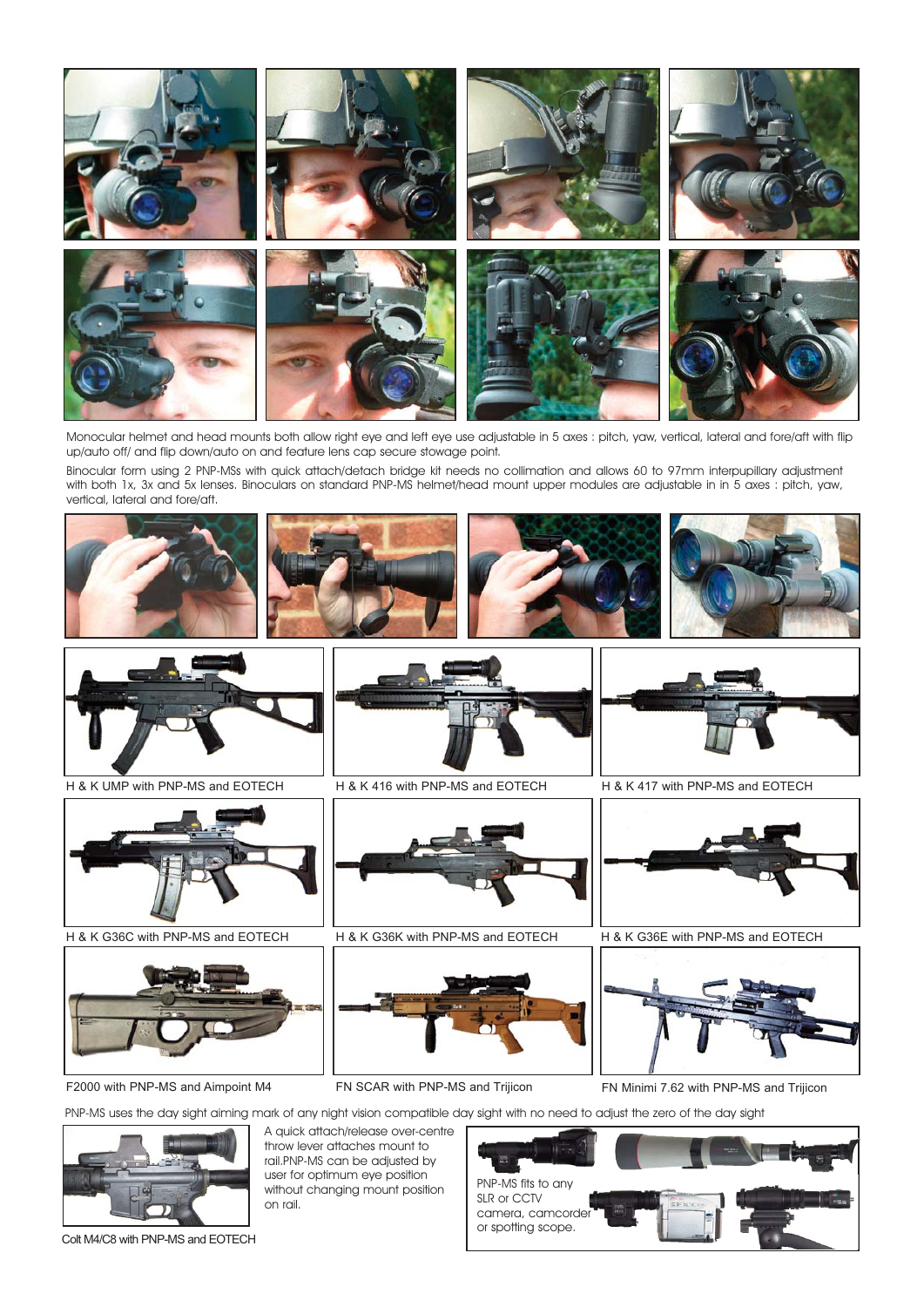Monocular helmet and head mounts both allow right eye and left eye use adjustable in 5 axes : pitch, yaw, vertical, lateral and fore/aft with flip up/auto off/ and flip down/auto on and feature lens cap secure stowage point.

Binocular form using 2 PNP-MSs with quick attach/detach bridge kit needs no collimation and allows 60 to 97mm interpupillary adjustment with both 1x, 3x and 5x lenses. Binoculars on standard PNP-MS helmet/head mount upper modules are adjustable in in 5 axes : pitch, yaw, vertical, lateral and fore/aft.

H & K UMP with PNP-MS and EOTECH

H & K 416 with PNP-MS and EOTECH

H & K 417 with PNP-MS and EOTECH

H & K G36C with PNP-MS and EOTECH

H & K G36K with PNP-MS and EOTECH

H & K G36E with PNP-MS and EOTECH

F2000 with PNP-MS and Aimpoint M4

FN SCAR with PNP-MS and Trijicon

FN Minimi 7.62 with PNP-MS and Trijicon

PNP-MS uses the day sight aiming mark of any night vision compatible day sight with no need to adjust the zero of the day sight

Colt M4/C8 with PNP-MS and EOTECH

A quick attach/release over-centre throw lever attaches mount to rail.PNP-MS can be adjusted by user for optimum eye position without changing mount position on rail.

PNP-MS fits to any SLR or CCTV camera, camcorder or spotting scope.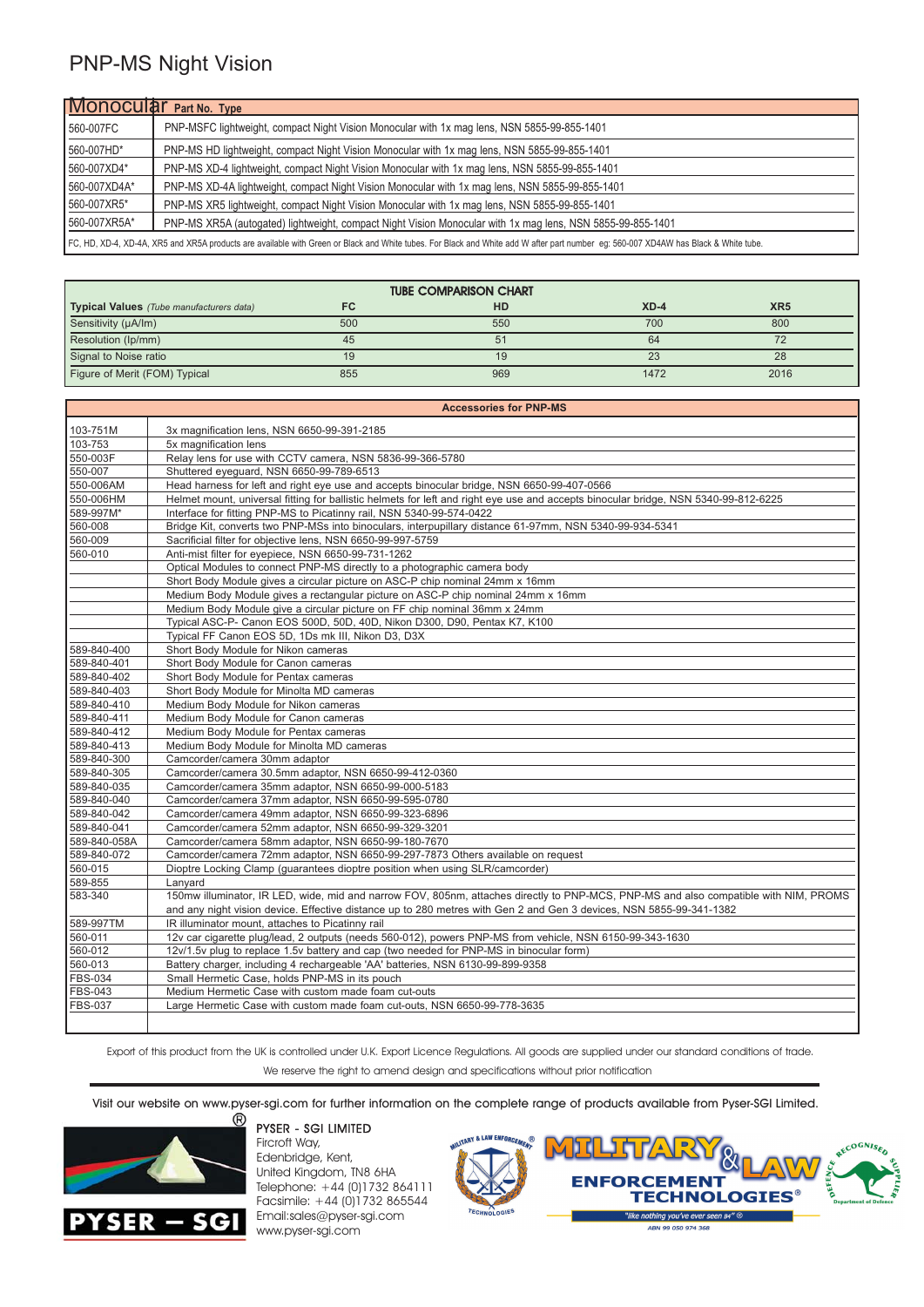# PNP-MS Night Vision

## Monocular

| Part No. | Type |
|---|---|
| 560-007FC | PNP-MSFC lightweight, compact Night Vision Monocular with 1x mag lens, NSN 5855-99-855-1401 |
| 560-007HD* | PNP-MS HD lightweight, compact Night Vision Monocular with 1x mag lens, NSN 5855-99-855-1401 |
| 560-007XD4* | PNP-MS XD-4 lightweight, compact Night Vision Monocular with 1x mag lens, NSN 5855-99-855-1401 |
| 560-007XD4A* | PNP-MS XD-4A lightweight, compact Night Vision Monocular with 1x mag lens, NSN 5855-99-855-1401 |
| 560-007XR5* | PNP-MS XR5 lightweight, compact Night Vision Monocular with 1x mag lens, NSN 5855-99-855-1401 |
| 560-007XR5A* | PNP-MS XR5A (autogated) lightweight, compact Night Vision Monocular with 1x mag lens, NSN 5855-99-855-1401 |

FC, HD, XD-4, XD-4A, XR5 and XR5A products are available with Green or Black and White tubes. For Black and White add W after part number eg: 560-007 XD4AW has Black & White tube.

## TUBE COMPARISON CHART

| **Typical Values** *(Tube manufacturers data)* | FC | HD | XD-4 | XR5 |
|---|---|---|---|---|
| Sensitivity (µA/lm) | 500 | 550 | 700 | 800 |
| Resolution (lp/mm) | 45 | 51 | 64 | 72 |
| Signal to Noise ratio | 19 | 19 | 23 | 28 |
| Figure of Merit (FOM) Typical | 855 | 969 | 1472 | 2016 |

## Accessories for PNP-MS

| | |
|---|---|
| 103-751M | 3x magnification lens, NSN 6650-99-391-2185 |
| 103-753 | 5x magnification lens |
| 550-003F | Relay lens for use with CCTV camera, NSN 5836-99-366-5780 |
| 550-007 | Shuttered eyeguard, NSN 6650-99-789-6513 |
| 550-006AM | Head harness for left and right eye use and accepts binocular bridge, NSN 6650-99-407-0566 |
| 550-006HM | Helmet mount, universal fitting for ballistic helmets for left and right eye use and accepts binocular bridge, NSN 5340-99-812-6225 |
| 589-997M* | Interface for fitting PNP-MS to Picatinny rail, NSN 5340-99-574-0422 |
| 560-008 | Bridge Kit, converts two PNP-MSs into binoculars, interpupillary distance 61-97mm, NSN 5340-99-934-5341 |
| 560-009 | Sacrificial filter for objective lens, NSN 6650-99-997-5759 |
| 560-010 | Anti-mist filter for eyepiece, NSN 6650-99-731-1262 |
| | Optical Modules to connect PNP-MS directly to a photographic camera body |
| | Short Body Module gives a circular picture on ASC-P chip nominal 24mm x 16mm |
| | Medium Body Module gives a rectangular picture on ASC-P chip nominal 24mm x 16mm |
| | Medium Body Module give a circular picture on FF chip nominal 36mm x 24mm |
| | Typical ASC-P- Canon EOS 500D, 50D, 40D, Nikon D300, D90, Pentax K7, K100 |
| | Typical FF Canon EOS 5D, 1Ds mk III, Nikon D3, D3X |
| 589-840-400 | Short Body Module for Nikon cameras |
| 589-840-401 | Short Body Module for Canon cameras |
| 589-840-402 | Short Body Module for Pentax cameras |
| 589-840-403 | Short Body Module for Minolta MD cameras |
| 589-840-410 | Medium Body Module for Nikon cameras |
| 589-840-411 | Medium Body Module for Canon cameras |
| 589-840-412 | Medium Body Module for Pentax cameras |
| 589-840-413 | Medium Body Module for Minolta MD cameras |
| 589-840-300 | Camcorder/camera 30mm adaptor |
| 589-840-305 | Camcorder/camera 30.5mm adaptor, NSN 6650-99-412-0360 |
| 589-840-035 | Camcorder/camera 35mm adaptor, NSN 6650-99-000-5183 |
| 589-840-040 | Camcorder/camera 37mm adaptor, NSN 6650-99-595-0780 |
| 589-840-042 | Camcorder/camera 49mm adaptor, NSN 6650-99-323-6896 |
| 589-840-041 | Camcorder/camera 52mm adaptor, NSN 6650-99-329-3201 |
| 589-840-058A | Camcorder/camera 58mm adaptor, NSN 6650-99-180-7670 |
| 589-840-072 | Camcorder/camera 72mm adaptor, NSN 6650-99-297-7873 Others available on request |
| 560-015 | Dioptre Locking Clamp (guarantees dioptre position when using SLR/camcorder) |
| 589-855 | Lanyard |
| 583-340 | 150mw illuminator, IR LED, wide, mid and narrow FOV, 805nm, attaches directly to PNP-MCS, PNP-MS and also compatible with NIM, PROMS and any night vision device. Effective distance up to 280 metres with Gen 2 and Gen 3 devices, NSN 5855-99-341-1382 |
| 589-997TM | IR illuminator mount, attaches to Picatinny rail |
| 560-011 | 12v car cigarette plug/lead, 2 outputs (needs 560-012), powers PNP-MS from vehicle, NSN 6150-99-343-1630 |
| 560-012 | 12v/1.5v plug to replace 1.5v battery and cap (two needed for PNP-MS in binocular form) |
| 560-013 | Battery charger, including 4 rechargeable 'AA' batteries, NSN 6130-99-899-9358 |
| FBS-034 | Small Hermetic Case, holds PNP-MS in its pouch |
| FBS-043 | Medium Hermetic Case with custom made foam cut-outs |
| FBS-037 | Large Hermetic Case with custom made foam cut-outs, NSN 6650-99-778-3635 |

Export of this product from the UK is controlled under U.K. Export Licence Regulations. All goods are supplied under our standard conditions of trade.

We reserve the right to amend design and specifications without prior notification

Visit our website on www.pyser-sgi.com for further information on the complete range of products available from Pyser-SGI Limited.

PYSER - SGI LIMITED
Fircroft Way,
Edenbridge, Kent,
United Kingdom, TN8 6HA
Telephone: +44 (0)1732 864111
Facsimile: +44 (0)1732 865544
Email:sales@pyser-sgi.com
www.pyser-sgi.com

MILITARY & LAW ENFORCEMENT TECHNOLOGIES®
"like nothing you've ever seen b4"®
ABN 99 050 974 368